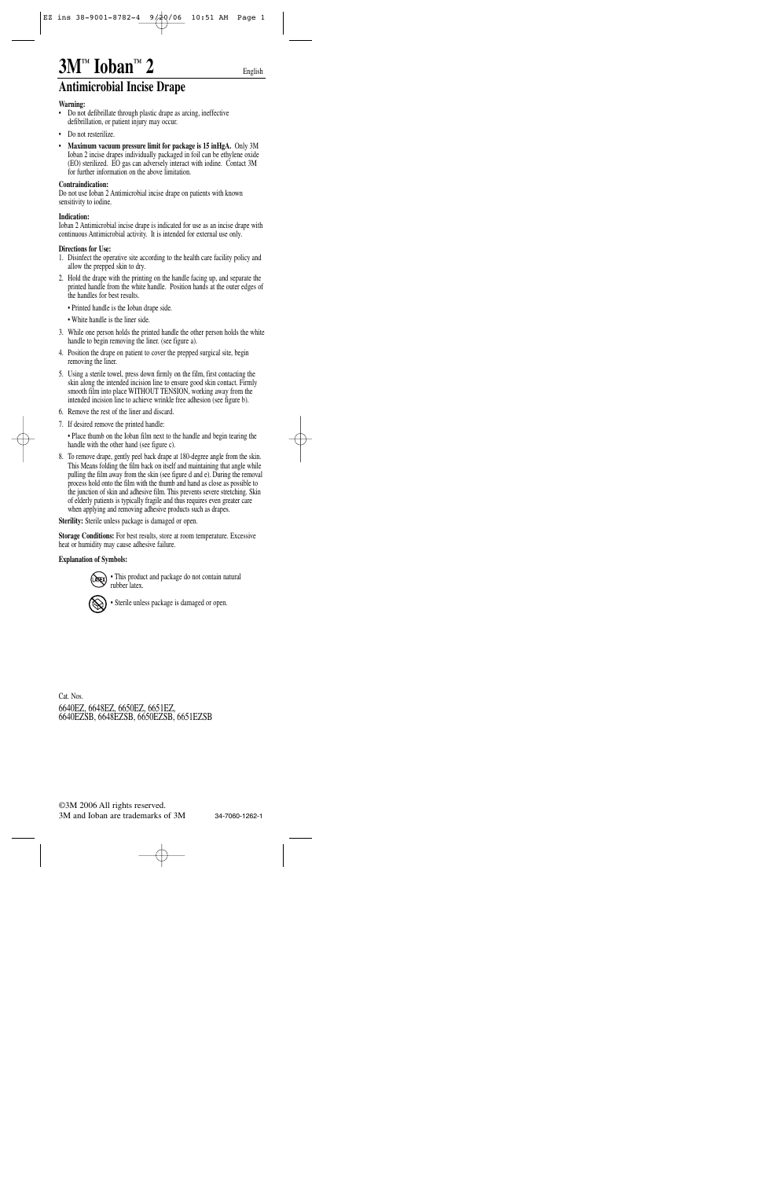# 3M™ Ioban™ 2

English

## Antimicrobial Incise Drape

**Warning:**

- Do not defibrillate through plastic drape as arcing, ineffective defibrillation, or patient injury may occur.
- Do not resterilize.
- **Maximum vacuum pressure limit for package is 15 inHgA.** Only 3M Ioban 2 incise drapes individually packaged in foil can be ethylene oxide (EO) sterilized. EO gas can adversely interact with iodine. Contact 3M for further information on the above limitation.

**Contraindication:**
Do not use Ioban 2 Antimicrobial incise drape on patients with known sensitivity to iodine.

**Indication:**
Ioban 2 Antimicrobial incise drape is indicated for use as an incise drape with continuous Antimicrobial activity. It is intended for external use only.

**Directions for Use:**

1. Disinfect the operative site according to the health care facility policy and allow the prepped skin to dry.
2. Hold the drape with the printing on the handle facing up, and separate the printed handle from the white handle. Position hands at the outer edges of the handles for best results.
   - Printed handle is the Ioban drape side.
   - White handle is the liner side.
3. While one person holds the printed handle the other person holds the white handle to begin removing the liner. (see figure a).
4. Position the drape on patient to cover the prepped surgical site, begin removing the liner.
5. Using a sterile towel, press down firmly on the film, first contacting the skin along the intended incision line to ensure good skin contact. Firmly smooth film into place WITHOUT TENSION, working away from the intended incision line to achieve wrinkle free adhesion (see figure b).
6. Remove the rest of the liner and discard.
7. If desired remove the printed handle:
   - Place thumb on the Ioban film next to the handle and begin tearing the handle with the other hand (see figure c).
8. To remove drape, gently peel back drape at 180-degree angle from the skin. This Means folding the film back on itself and maintaining that angle while pulling the film away from the skin (see figure d and e). During the removal process hold onto the film with the thumb and hand as close as possible to the junction of skin and adhesive film. This prevents severe stretching. Skin of elderly patients is typically fragile and thus requires even greater care when applying and removing adhesive products such as drapes.

**Sterility:** Sterile unless package is damaged or open.

**Storage Conditions:** For best results, store at room temperature. Excessive heat or humidity may cause adhesive failure.

**Explanation of Symbols:**

- This product and package do not contain natural rubber latex.
- Sterile unless package is damaged or open.

Cat. Nos.

6640EZ, 6648EZ, 6650EZ, 6651EZ,
6640EZSB, 6648EZSB, 6650EZSB, 6651EZSB

©3M 2006 All rights reserved.
3M and Ioban are trademarks of 3M

34-7060-1262-1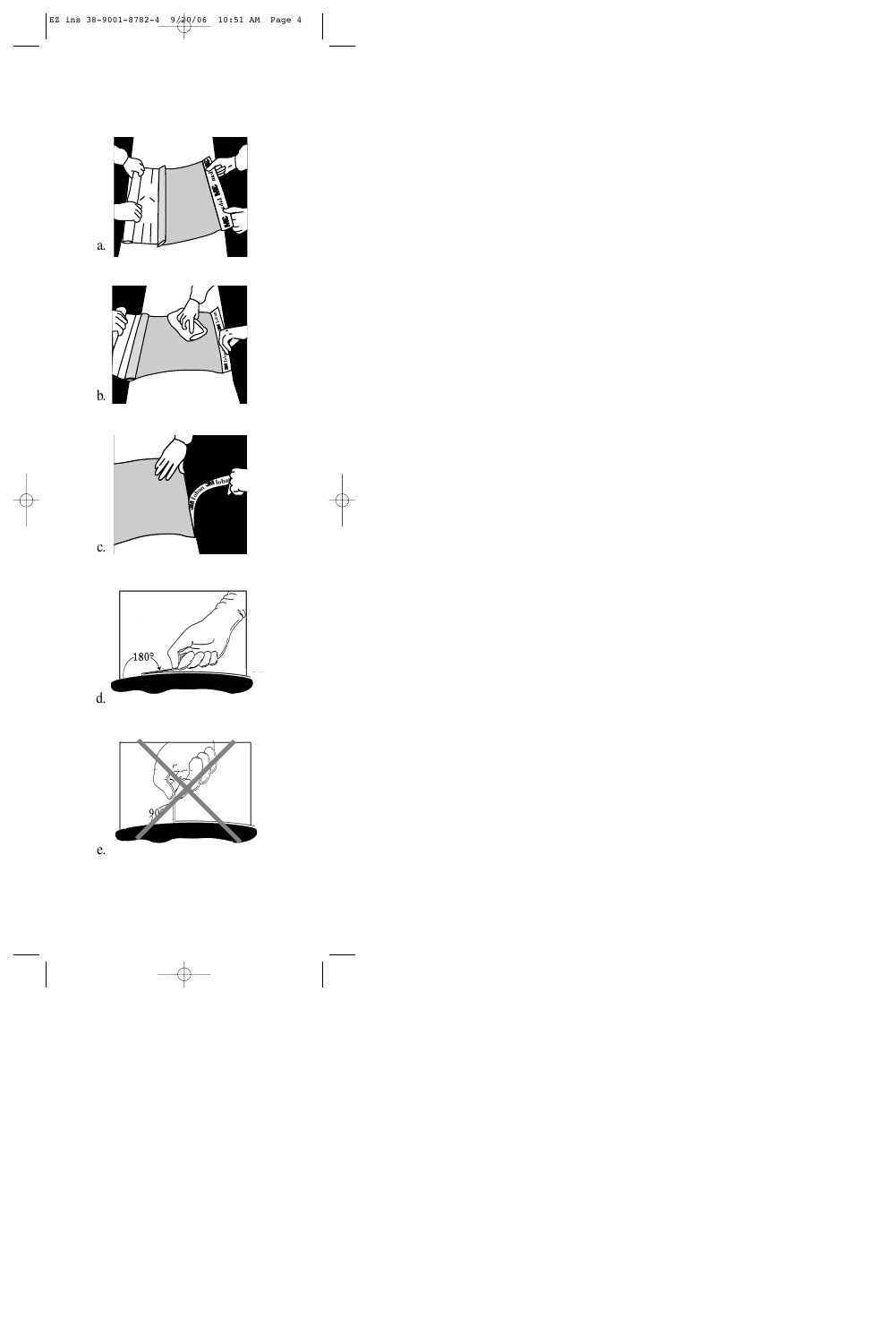a.

b.

c.

d.

180°

e.

90°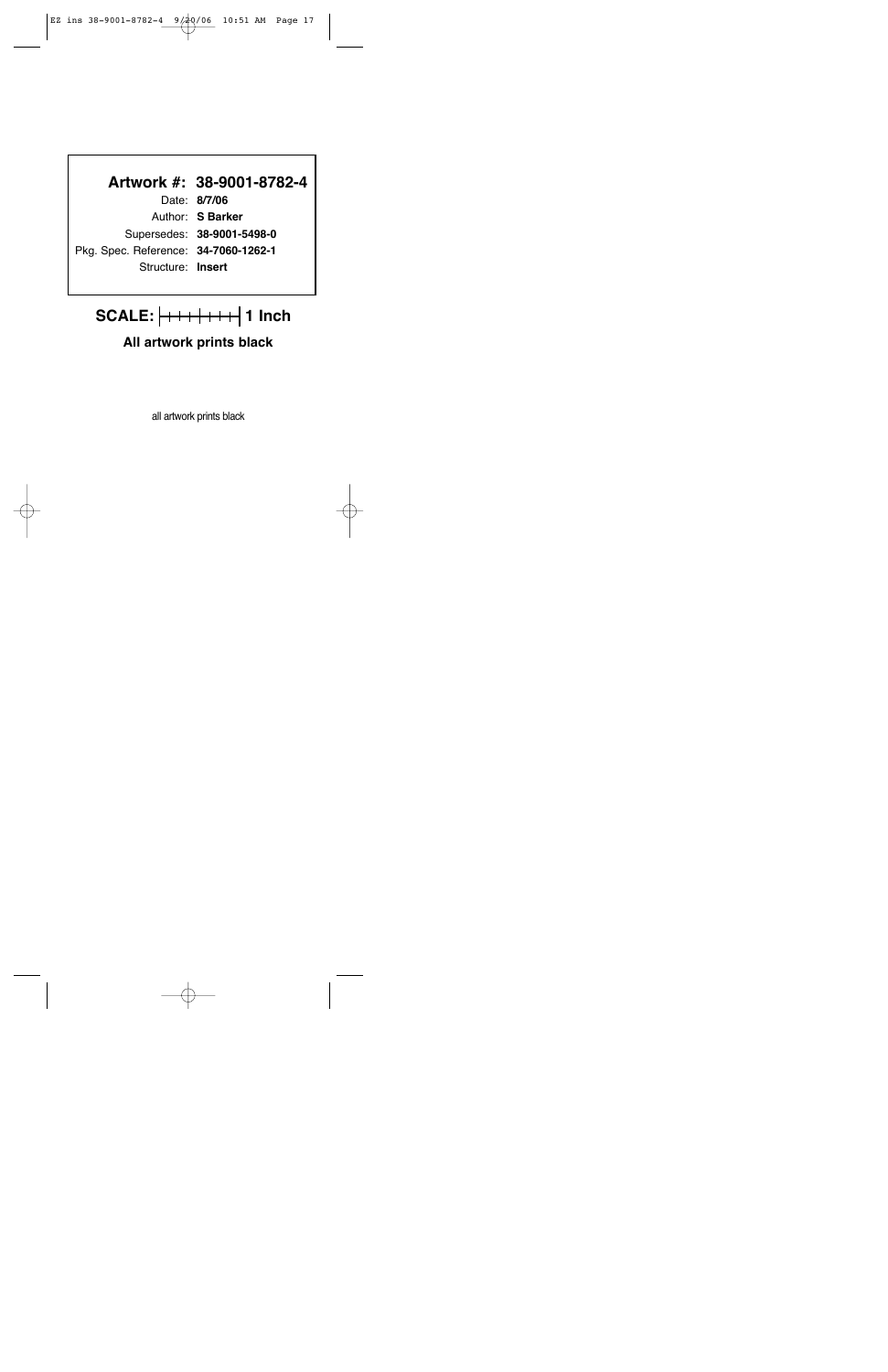**Artwork #: 38-9001-8782-4**

| | |
|---|---|
| Date: | **8/7/06** |
| Author: | **S Barker** |
| Supersedes: | **38-9001-5498-0** |
| Pkg. Spec. Reference: | **34-7060-1262-1** |
| Structure: | **Insert** |

**SCALE: 1 Inch**

**All artwork prints black**

all artwork prints black